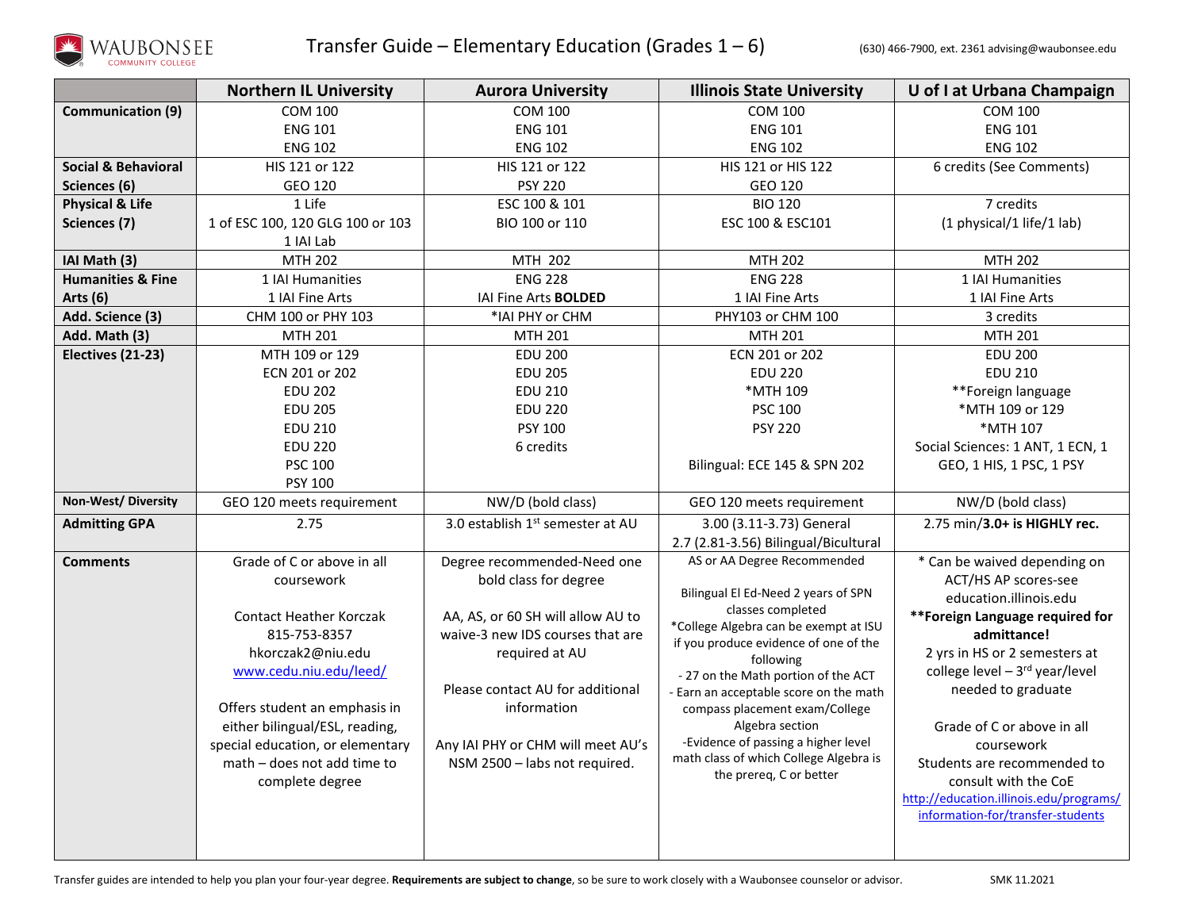# Transfer Guide – Elementary Education (Grades 1 – 6)

(630) 466-7900, ext. 2361 advising@waubonsee.edu

| | Northern IL University | Aurora University | Illinois State University | U of I at Urbana Champaign |
|---|---|---|---|---|
| **Communication (9)** | COM 100<br>ENG 101<br>ENG 102 | COM 100<br>ENG 101<br>ENG 102 | COM 100<br>ENG 101<br>ENG 102 | COM 100<br>ENG 101<br>ENG 102 |
| **Social & Behavioral Sciences (6)** | HIS 121 or 122<br>GEO 120 | HIS 121 or 122<br>PSY 220 | HIS 121 or HIS 122<br>GEO 120 | 6 credits (See Comments) |
| **Physical & Life Sciences (7)** | 1 Life<br>1 of ESC 100, 120 GLG 100 or 103<br>1 IAI Lab | ESC 100 & 101<br>BIO 100 or 110 | BIO 120<br>ESC 100 & ESC101 | 7 credits<br>(1 physical/1 life/1 lab) |
| **IAI Math (3)** | MTH 202 | MTH 202 | MTH 202 | MTH 202 |
| **Humanities & Fine Arts (6)** | 1 IAI Humanities<br>1 IAI Fine Arts | ENG 228<br>IAI Fine Arts **BOLDED** | ENG 228<br>1 IAI Fine Arts | 1 IAI Humanities<br>1 IAI Fine Arts |
| **Add. Science (3)** | CHM 100 or PHY 103 | *IAI PHY or CHM | PHY103 or CHM 100 | 3 credits |
| **Add. Math (3)** | MTH 201 | MTH 201 | MTH 201 | MTH 201 |
| **Electives (21-23)** | MTH 109 or 129<br>ECN 201 or 202<br>EDU 202<br>EDU 205<br>EDU 210<br>EDU 220<br>PSC 100<br>PSY 100 | EDU 200<br>EDU 205<br>EDU 210<br>EDU 220<br>PSY 100<br>6 credits | ECN 201 or 202<br>EDU 220<br>*MTH 109<br>PSC 100<br>PSY 220<br><br>Bilingual: ECE 145 & SPN 202 | EDU 200<br>EDU 210<br>**Foreign language<br>*MTH 109 or 129<br>*MTH 107<br>Social Sciences: 1 ANT, 1 ECN, 1 GEO, 1 HIS, 1 PSC, 1 PSY |
| **Non-West/ Diversity** | GEO 120 meets requirement | NW/D (bold class) | GEO 120 meets requirement | NW/D (bold class) |
| **Admitting GPA** | 2.75 | 3.0 establish 1st semester at AU | 3.00 (3.11-3.73) General<br>2.7 (2.81-3.56) Bilingual/Bicultural | 2.75 min/**3.0+ is HIGHLY rec.** |
| **Comments** | Grade of C or above in all coursework<br><br>Contact Heather Korczak<br>815-753-8357<br>hkorczak2@niu.edu<br>www.cedu.niu.edu/leed/<br><br>Offers student an emphasis in either bilingual/ESL, reading, special education, or elementary math – does not add time to complete degree | Degree recommended-Need one bold class for degree<br><br>AA, AS, or 60 SH will allow AU to waive-3 new IDS courses that are required at AU<br><br>Please contact AU for additional information<br><br>Any IAI PHY or CHM will meet AU's NSM 2500 – labs not required. | AS or AA Degree Recommended<br><br>Bilingual El Ed-Need 2 years of SPN classes completed<br>*College Algebra can be exempt at ISU if you produce evidence of one of the following<br>- 27 on the Math portion of the ACT<br>- Earn an acceptable score on the math compass placement exam/College Algebra section<br>-Evidence of passing a higher level math class of which College Algebra is the prereq, C or better | * Can be waived depending on ACT/HS AP scores-see education.illinois.edu<br>**Foreign Language required for admittance!**<br>2 yrs in HS or 2 semesters at college level – 3rd year/level needed to graduate<br><br>Grade of C or above in all coursework<br>Students are recommended to consult with the CoE<br>http://education.illinois.edu/programs/information-for/transfer-students |

Transfer guides are intended to help you plan your four-year degree. **Requirements are subject to change**, so be sure to work closely with a Waubonsee counselor or advisor.

SMK 11.2021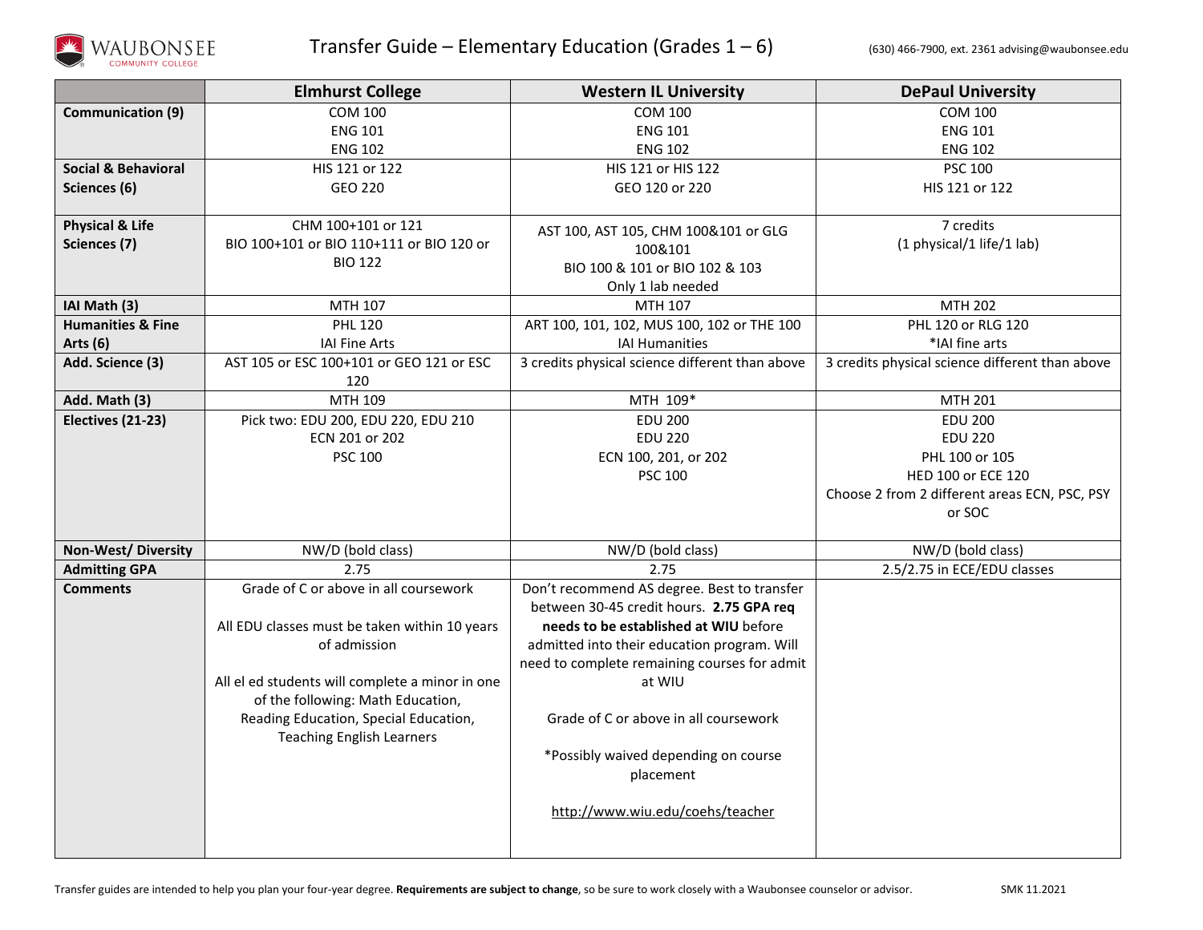# Transfer Guide – Elementary Education (Grades 1 – 6)

(630) 466-7900, ext. 2361 advising@waubonsee.edu

| | Elmhurst College | Western IL University | DePaul University |
|---|---|---|---|
| **Communication (9)** | COM 100<br>ENG 101<br>ENG 102 | COM 100<br>ENG 101<br>ENG 102 | COM 100<br>ENG 101<br>ENG 102 |
| **Social & Behavioral Sciences (6)** | HIS 121 or 122<br>GEO 220 | HIS 121 or HIS 122<br>GEO 120 or 220 | PSC 100<br>HIS 121 or 122 |
| **Physical & Life Sciences (7)** | CHM 100+101 or 121<br>BIO 100+101 or BIO 110+111 or BIO 120 or BIO 122 | AST 100, AST 105, CHM 100&101 or GLG 100&101<br>BIO 100 & 101 or BIO 102 & 103<br>Only 1 lab needed | 7 credits<br>(1 physical/1 life/1 lab) |
| **IAI Math (3)** | MTH 107 | MTH 107 | MTH 202 |
| **Humanities & Fine Arts (6)** | PHL 120<br>IAI Fine Arts | ART 100, 101, 102, MUS 100, 102 or THE 100<br>IAI Humanities | PHL 120 or RLG 120<br>*IAI fine arts |
| **Add. Science (3)** | AST 105 or ESC 100+101 or GEO 121 or ESC 120 | 3 credits physical science different than above | 3 credits physical science different than above |
| **Add. Math (3)** | MTH 109 | MTH 109* | MTH 201 |
| **Electives (21-23)** | Pick two: EDU 200, EDU 220, EDU 210<br>ECN 201 or 202<br>PSC 100 | EDU 200<br>EDU 220<br>ECN 100, 201, or 202<br>PSC 100 | EDU 200<br>EDU 220<br>PHL 100 or 105<br>HED 100 or ECE 120<br>Choose 2 from 2 different areas ECN, PSC, PSY or SOC |
| **Non-West/ Diversity** | NW/D (bold class) | NW/D (bold class) | NW/D (bold class) |
| **Admitting GPA** | 2.75 | 2.75 | 2.5/2.75 in ECE/EDU classes |
| **Comments** | Grade of C or above in all coursework<br><br>All EDU classes must be taken within 10 years of admission<br><br>All el ed students will complete a minor in one of the following: Math Education, Reading Education, Special Education, Teaching English Learners | Don't recommend AS degree. Best to transfer between 30-45 credit hours. **2.75 GPA req needs to be established at WIU** before admitted into their education program. Will need to complete remaining courses for admit at WIU<br><br>Grade of C or above in all coursework<br><br>*Possibly waived depending on course placement<br><br>http://www.wiu.edu/coehs/teacher | |

Transfer guides are intended to help you plan your four-year degree. **Requirements are subject to change**, so be sure to work closely with a Waubonsee counselor or advisor. SMK 11.2021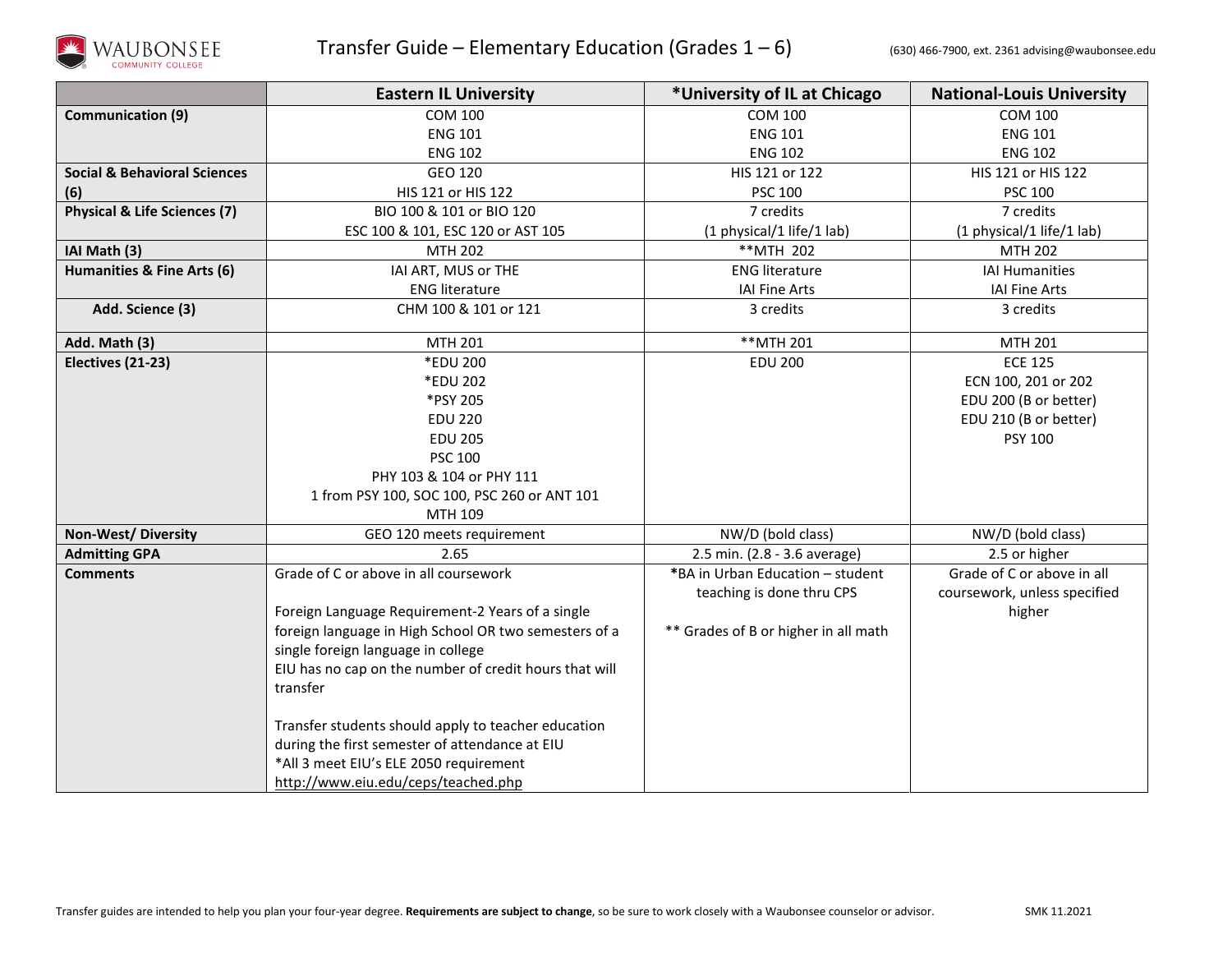# Transfer Guide – Elementary Education (Grades 1 – 6)

(630) 466-7900, ext. 2361 advising@waubonsee.edu

| | Eastern IL University | *University of IL at Chicago | National-Louis University |
|---|---|---|---|
| **Communication (9)** | COM 100<br>ENG 101<br>ENG 102 | COM 100<br>ENG 101<br>ENG 102 | COM 100<br>ENG 101<br>ENG 102 |
| **Social & Behavioral Sciences (6)** | GEO 120<br>HIS 121 or HIS 122 | HIS 121 or 122<br>PSC 100 | HIS 121 or HIS 122<br>PSC 100 |
| **Physical & Life Sciences (7)** | BIO 100 & 101 or BIO 120<br>ESC 100 & 101, ESC 120 or AST 105 | 7 credits<br>(1 physical/1 life/1 lab) | 7 credits<br>(1 physical/1 life/1 lab) |
| **IAI Math (3)** | MTH 202 | **MTH 202 | MTH 202 |
| **Humanities & Fine Arts (6)** | IAI ART, MUS or THE<br>ENG literature | ENG literature<br>IAI Fine Arts | IAI Humanities<br>IAI Fine Arts |
| **Add. Science (3)** | CHM 100 & 101 or 121 | 3 credits | 3 credits |
| **Add. Math (3)** | MTH 201 | **MTH 201 | MTH 201 |
| **Electives (21-23)** | *EDU 200<br>*EDU 202<br>*PSY 205<br>EDU 220<br>EDU 205<br>PSC 100<br>PHY 103 & 104 or PHY 111<br>1 from PSY 100, SOC 100, PSC 260 or ANT 101<br>MTH 109 | EDU 200 | ECE 125<br>ECN 100, 201 or 202<br>EDU 200 (B or better)<br>EDU 210 (B or better)<br>PSY 100 |
| **Non-West/ Diversity** | GEO 120 meets requirement | NW/D (bold class) | NW/D (bold class) |
| **Admitting GPA** | 2.65 | 2.5 min. (2.8 - 3.6 average) | 2.5 or higher |
| **Comments** | Grade of C or above in all coursework<br><br>Foreign Language Requirement-2 Years of a single foreign language in High School OR two semesters of a single foreign language in college<br>EIU has no cap on the number of credit hours that will transfer<br><br>Transfer students should apply to teacher education during the first semester of attendance at EIU<br>*All 3 meet EIU's ELE 2050 requirement<br>http://www.eiu.edu/ceps/teached.php | *BA in Urban Education – student teaching is done thru CPS<br><br>** Grades of B or higher in all math | Grade of C or above in all coursework, unless specified higher |

Transfer guides are intended to help you plan your four-year degree. **Requirements are subject to change**, so be sure to work closely with a Waubonsee counselor or advisor. SMK 11.2021